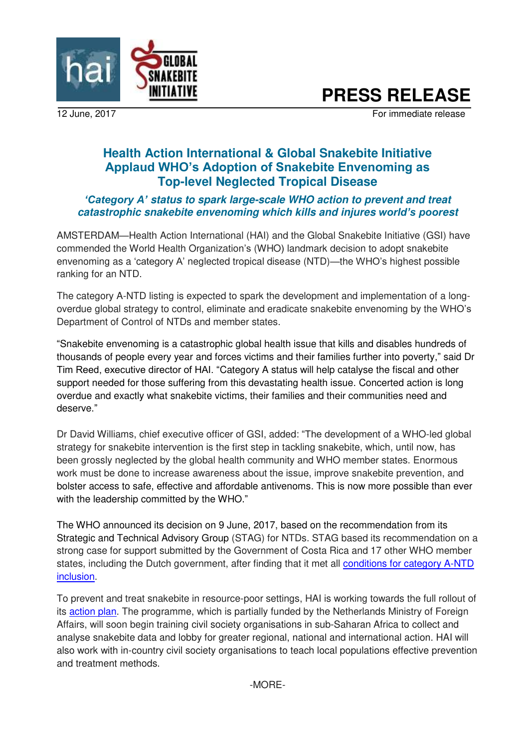# PRESS RELEASE

12 June, 2017

For immediate release

## Health Action International & Global Snakebite Initiative Applaud WHO's Adoption of Snakebite Envenoming as Top-level Neglected Tropical Disease

### *'Category A' status to spark large-scale WHO action to prevent and treat catastrophic snakebite envenoming which kills and injures world's poorest*

AMSTERDAM—Health Action International (HAI) and the Global Snakebite Initiative (GSI) have commended the World Health Organization's (WHO) landmark decision to adopt snakebite envenoming as a 'category A' neglected tropical disease (NTD)—the WHO's highest possible ranking for an NTD.

The category A-NTD listing is expected to spark the development and implementation of a long-overdue global strategy to control, eliminate and eradicate snakebite envenoming by the WHO's Department of Control of NTDs and member states.

"Snakebite envenoming is a catastrophic global health issue that kills and disables hundreds of thousands of people every year and forces victims and their families further into poverty," said Dr Tim Reed, executive director of HAI. "Category A status will help catalyse the fiscal and other support needed for those suffering from this devastating health issue. Concerted action is long overdue and exactly what snakebite victims, their families and their communities need and deserve."

Dr David Williams, chief executive officer of GSI, added: "The development of a WHO-led global strategy for snakebite intervention is the first step in tackling snakebite, which, until now, has been grossly neglected by the global health community and WHO member states. Enormous work must be done to increase awareness about the issue, improve snakebite prevention, and bolster access to safe, effective and affordable antivenoms. This is now more possible than ever with the leadership committed by the WHO."

The WHO announced its decision on 9 June, 2017, based on the recommendation from its Strategic and Technical Advisory Group (STAG) for NTDs. STAG based its recommendation on a strong case for support submitted by the Government of Costa Rica and 17 other WHO member states, including the Dutch government, after finding that it met all conditions for category A-NTD inclusion.

To prevent and treat snakebite in resource-poor settings, HAI is working towards the full rollout of its action plan. The programme, which is partially funded by the Netherlands Ministry of Foreign Affairs, will soon begin training civil society organisations in sub-Saharan Africa to collect and analyse snakebite data and lobby for greater regional, national and international action. HAI will also work with in-country civil society organisations to teach local populations effective prevention and treatment methods.

-MORE-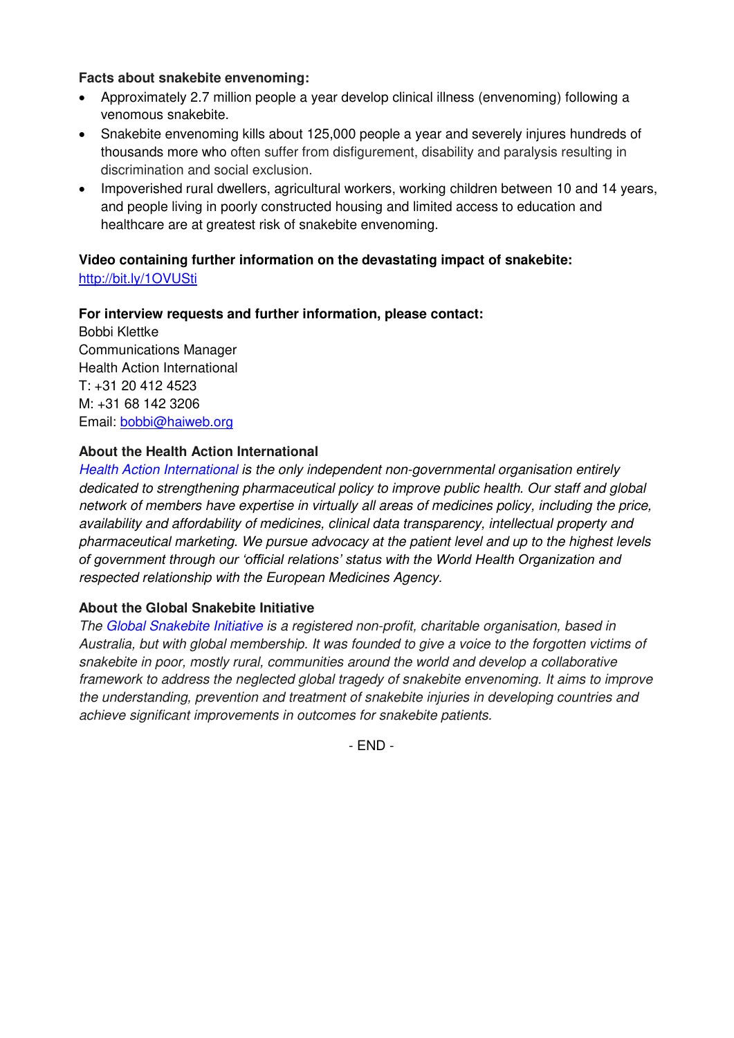**Facts about snakebite envenoming:**

- Approximately 2.7 million people a year develop clinical illness (envenoming) following a venomous snakebite.
- Snakebite envenoming kills about 125,000 people a year and severely injures hundreds of thousands more who often suffer from disfigurement, disability and paralysis resulting in discrimination and social exclusion.
- Impoverished rural dwellers, agricultural workers, working children between 10 and 14 years, and people living in poorly constructed housing and limited access to education and healthcare are at greatest risk of snakebite envenoming.

**Video containing further information on the devastating impact of snakebite:**
http://bit.ly/1OVUSti

**For interview requests and further information, please contact:**
Bobbi Klettke
Communications Manager
Health Action International
T: +31 20 412 4523
M: +31 68 142 3206
Email: bobbi@haiweb.org

**About the Health Action International**

*Health Action International is the only independent non-governmental organisation entirely dedicated to strengthening pharmaceutical policy to improve public health. Our staff and global network of members have expertise in virtually all areas of medicines policy, including the price, availability and affordability of medicines, clinical data transparency, intellectual property and pharmaceutical marketing. We pursue advocacy at the patient level and up to the highest levels of government through our 'official relations' status with the World Health Organization and respected relationship with the European Medicines Agency.*

**About the Global Snakebite Initiative**

*The Global Snakebite Initiative is a registered non-profit, charitable organisation, based in Australia, but with global membership. It was founded to give a voice to the forgotten victims of snakebite in poor, mostly rural, communities around the world and develop a collaborative framework to address the neglected global tragedy of snakebite envenoming. It aims to improve the understanding, prevention and treatment of snakebite injuries in developing countries and achieve significant improvements in outcomes for snakebite patients.*

- END -